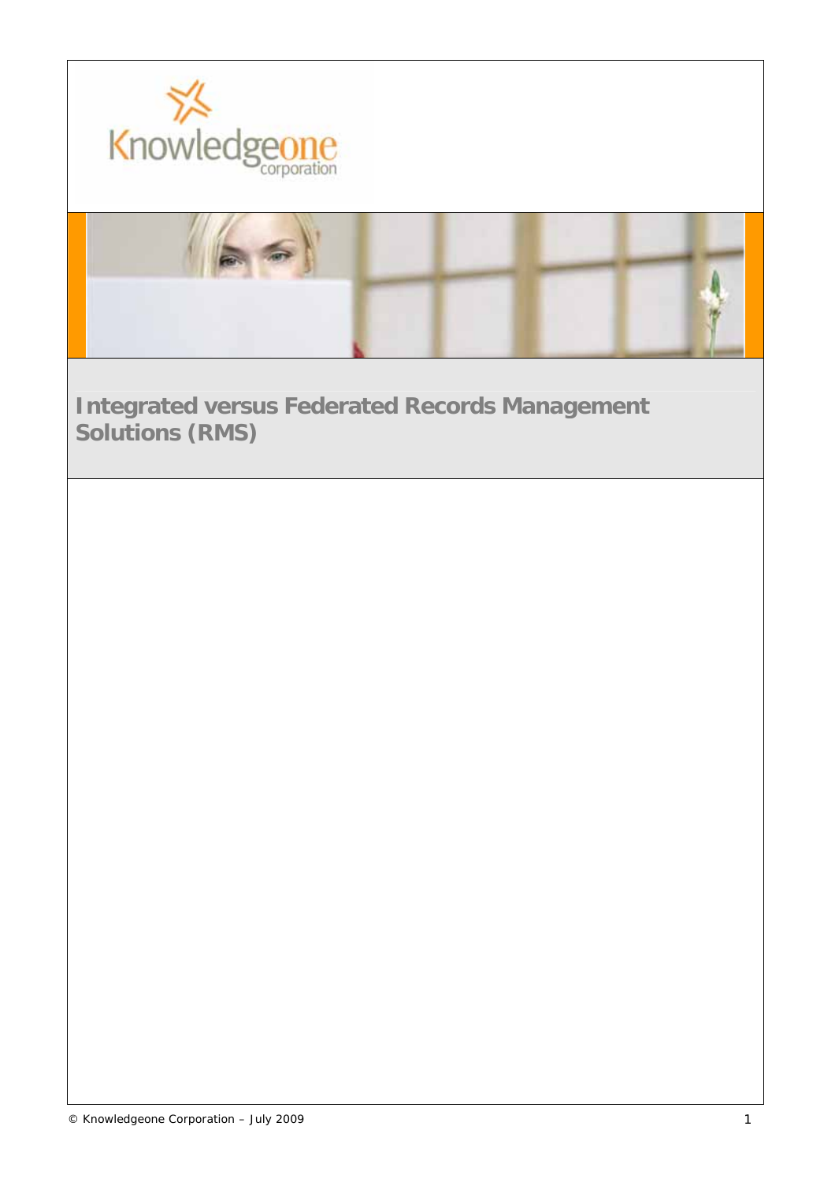Knowledgeone corporation

# Integrated versus Federated Records Management Solutions (RMS)

© Knowledgeone Corporation – July 2009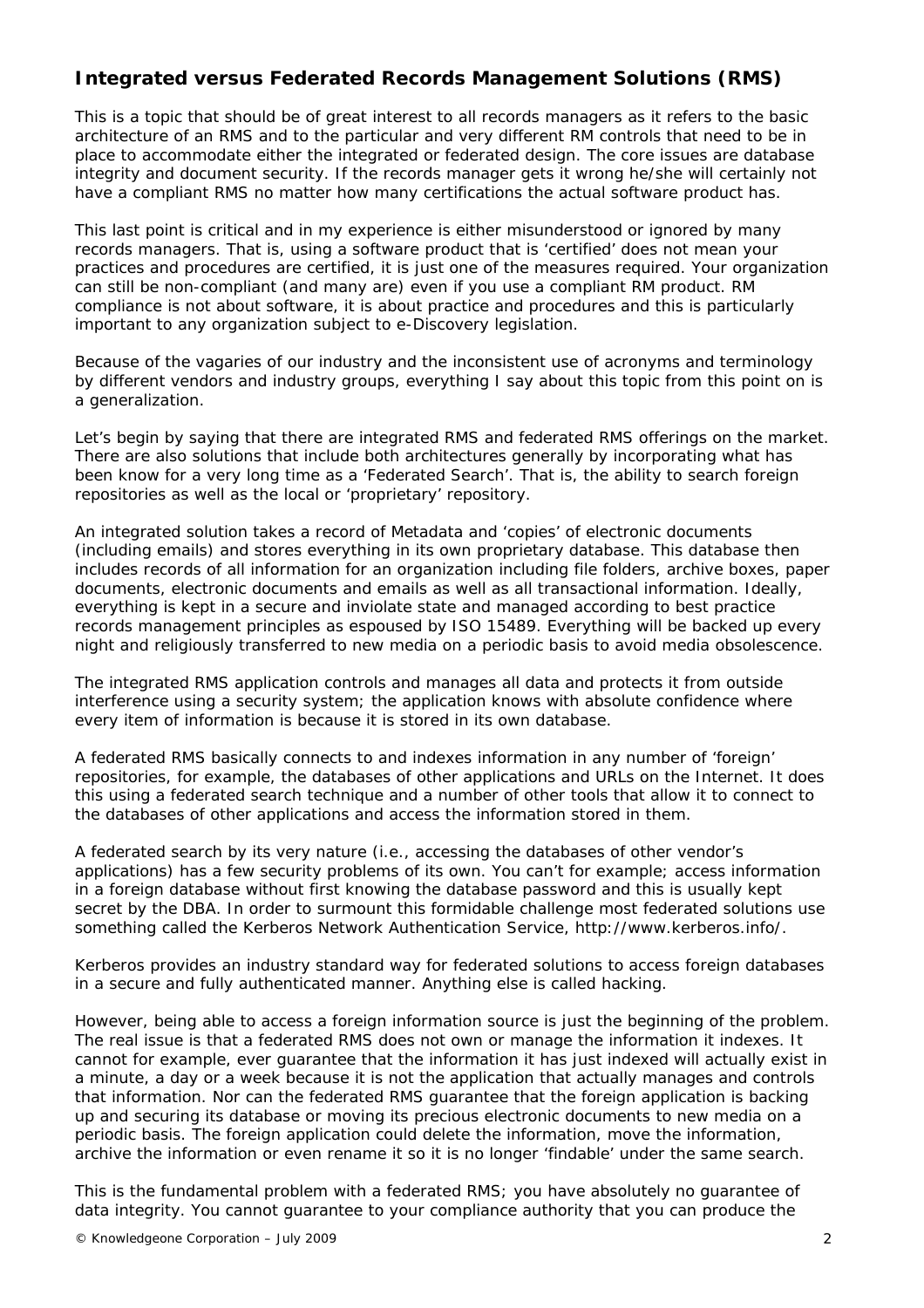## Integrated versus Federated Records Management Solutions (RMS)

This is a topic that should be of great interest to all records managers as it refers to the basic architecture of an RMS and to the particular and very different RM controls that need to be in place to accommodate either the integrated or federated design. The core issues are database integrity and document security. If the records manager gets it wrong he/she will certainly not have a compliant RMS no matter how many certifications the actual software product has.

This last point is critical and in my experience is either misunderstood or ignored by many records managers. That is, using a software product that is 'certified' does not mean your practices and procedures are certified, it is just one of the measures required. Your organization can still be non-compliant (and many are) even if you use a compliant RM product. RM compliance is not about software, it is about practice and procedures and this is particularly important to any organization subject to e-Discovery legislation.

Because of the vagaries of our industry and the inconsistent use of acronyms and terminology by different vendors and industry groups, everything I say about this topic from this point on is a generalization.

Let's begin by saying that there are integrated RMS and federated RMS offerings on the market. There are also solutions that include both architectures generally by incorporating what has been know for a very long time as a 'Federated Search'. That is, the ability to search foreign repositories as well as the local or 'proprietary' repository.

An integrated solution takes a record of Metadata and 'copies' of electronic documents (including emails) and stores everything in its own proprietary database. This database then includes records of all information for an organization including file folders, archive boxes, paper documents, electronic documents and emails as well as all transactional information. Ideally, everything is kept in a secure and inviolate state and managed according to best practice records management principles as espoused by ISO 15489. Everything will be backed up every night and religiously transferred to new media on a periodic basis to avoid media obsolescence.

The integrated RMS application controls and manages all data and protects it from outside interference using a security system; the application knows with absolute confidence where every item of information is because it is stored in its own database.

A federated RMS basically connects to and indexes information in any number of 'foreign' repositories, for example, the databases of other applications and URLs on the Internet. It does this using a federated search technique and a number of other tools that allow it to connect to the databases of other applications and access the information stored in them.

A federated search by its very nature (i.e., accessing the databases of other vendor's applications) has a few security problems of its own. You can't for example; access information in a foreign database without first knowing the database password and this is usually kept secret by the DBA. In order to surmount this formidable challenge most federated solutions use something called the Kerberos Network Authentication Service, http://www.kerberos.info/.

Kerberos provides an industry standard way for federated solutions to access foreign databases in a secure and fully authenticated manner. Anything else is called hacking.

However, being able to access a foreign information source is just the beginning of the problem. The real issue is that a federated RMS does not own or manage the information it indexes. It cannot for example, ever guarantee that the information it has just indexed will actually exist in a minute, a day or a week because it is not the application that actually manages and controls that information. Nor can the federated RMS guarantee that the foreign application is backing up and securing its database or moving its precious electronic documents to new media on a periodic basis. The foreign application could delete the information, move the information, archive the information or even rename it so it is no longer 'findable' under the same search.

This is the fundamental problem with a federated RMS; you have absolutely no guarantee of data integrity. You cannot guarantee to your compliance authority that you can produce the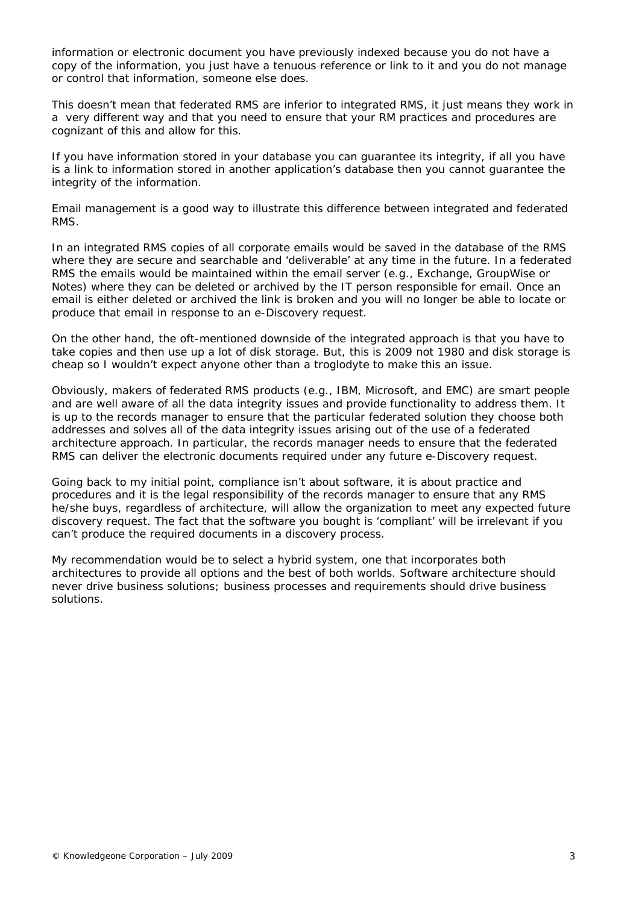information or electronic document you have previously indexed because you do not have a copy of the information, you just have a tenuous reference or link to it and you do not manage or control that information, someone else does.

This doesn't mean that federated RMS are inferior to integrated RMS, it just means they work in a very different way and that you need to ensure that your RM practices and procedures are cognizant of this and allow for this.

If you have information stored in your database you can guarantee its integrity, if all you have is a link to information stored in another application's database then you cannot guarantee the integrity of the information.

Email management is a good way to illustrate this difference between integrated and federated RMS.

In an integrated RMS copies of all corporate emails would be saved in the database of the RMS where they are secure and searchable and 'deliverable' at any time in the future. In a federated RMS the emails would be maintained within the email server (e.g., Exchange, GroupWise or Notes) where they can be deleted or archived by the IT person responsible for email. Once an email is either deleted or archived the link is broken and you will no longer be able to locate or produce that email in response to an e-Discovery request.

On the other hand, the oft-mentioned downside of the integrated approach is that you have to take copies and then use up a lot of disk storage. But, this is 2009 not 1980 and disk storage is cheap so I wouldn't expect anyone other than a troglodyte to make this an issue.

Obviously, makers of federated RMS products (e.g., IBM, Microsoft, and EMC) are smart people and are well aware of all the data integrity issues and provide functionality to address them. It is up to the records manager to ensure that the particular federated solution they choose both addresses and solves all of the data integrity issues arising out of the use of a federated architecture approach. In particular, the records manager needs to ensure that the federated RMS can deliver the electronic documents required under any future e-Discovery request.

Going back to my initial point, compliance isn't about software, it is about practice and procedures and it is the legal responsibility of the records manager to ensure that any RMS he/she buys, regardless of architecture, will allow the organization to meet any expected future discovery request. The fact that the software you bought is 'compliant' will be irrelevant if you can't produce the required documents in a discovery process.

My recommendation would be to select a hybrid system, one that incorporates both architectures to provide all options and the best of both worlds. Software architecture should never drive business solutions; business processes and requirements should drive business solutions.

© Knowledgeone Corporation – July 2009